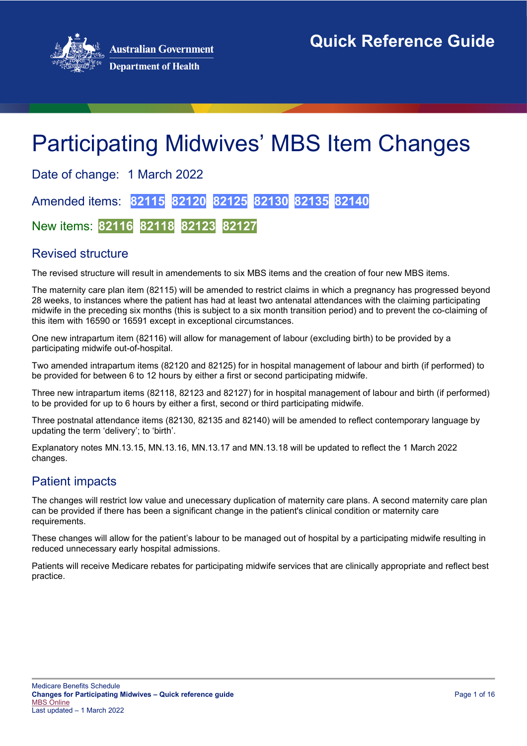Australian Government
Department of Health

Quick Reference Guide

# Participating Midwives' MBS Item Changes

Date of change: 1 March 2022

Amended items: **82115** **82120** **82125** **82130** **82135** **82140**

New items: **82116** **82118** **82123** **82127**

## Revised structure

The revised structure will result in amendements to six MBS items and the creation of four new MBS items.

The maternity care plan item (82115) will be amended to restrict claims in which a pregnancy has progressed beyond 28 weeks, to instances where the patient has had at least two antenatal attendances with the claiming participating midwife in the preceding six months (this is subject to a six month transition period) and to prevent the co-claiming of this item with 16590 or 16591 except in exceptional circumstances.

One new intrapartum item (82116) will allow for management of labour (excluding birth) to be provided by a participating midwife out-of-hospital.

Two amended intrapartum items (82120 and 82125) for in hospital management of labour and birth (if performed) to be provided for between 6 to 12 hours by either a first or second participating midwife.

Three new intrapartum items (82118, 82123 and 82127) for in hospital management of labour and birth (if performed) to be provided for up to 6 hours by either a first, second or third participating midwife.

Three postnatal attendance items (82130, 82135 and 82140) will be amended to reflect contemporary language by updating the term 'delivery'; to 'birth'.

Explanatory notes MN.13.15, MN.13.16, MN.13.17 and MN.13.18 will be updated to reflect the 1 March 2022 changes.

## Patient impacts

The changes will restrict low value and unecessary duplication of maternity care plans. A second maternity care plan can be provided if there has been a significant change in the patient's clinical condition or maternity care requirements.

These changes will allow for the patient's labour to be managed out of hospital by a participating midwife resulting in reduced unnecessary early hospital admissions.

Patients will receive Medicare rebates for participating midwife services that are clinically appropriate and reflect best practice.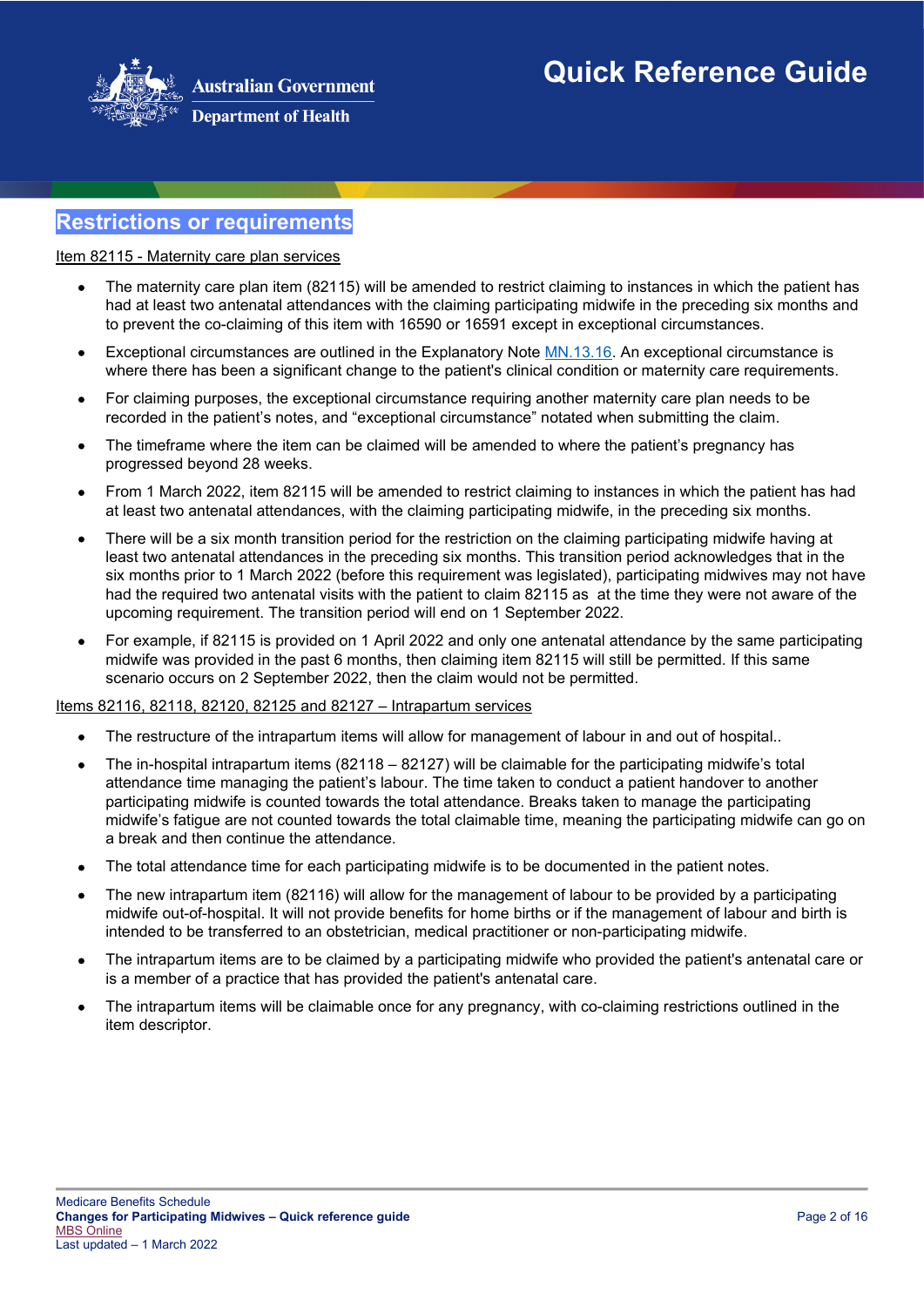## Restrictions or requirements

Item 82115 - Maternity care plan services

- The maternity care plan item (82115) will be amended to restrict claiming to instances in which the patient has had at least two antenatal attendances with the claiming participating midwife in the preceding six months and to prevent the co-claiming of this item with 16590 or 16591 except in exceptional circumstances.
- Exceptional circumstances are outlined in the Explanatory Note MN.13.16. An exceptional circumstance is where there has been a significant change to the patient's clinical condition or maternity care requirements.
- For claiming purposes, the exceptional circumstance requiring another maternity care plan needs to be recorded in the patient's notes, and "exceptional circumstance" notated when submitting the claim.
- The timeframe where the item can be claimed will be amended to where the patient's pregnancy has progressed beyond 28 weeks.
- From 1 March 2022, item 82115 will be amended to restrict claiming to instances in which the patient has had at least two antenatal attendances, with the claiming participating midwife, in the preceding six months.
- There will be a six month transition period for the restriction on the claiming participating midwife having at least two antenatal attendances in the preceding six months. This transition period acknowledges that in the six months prior to 1 March 2022 (before this requirement was legislated), participating midwives may not have had the required two antenatal visits with the patient to claim 82115 as at the time they were not aware of the upcoming requirement. The transition period will end on 1 September 2022.
- For example, if 82115 is provided on 1 April 2022 and only one antenatal attendance by the same participating midwife was provided in the past 6 months, then claiming item 82115 will still be permitted. If this same scenario occurs on 2 September 2022, then the claim would not be permitted.

Items 82116, 82118, 82120, 82125 and 82127 – Intrapartum services

- The restructure of the intrapartum items will allow for management of labour in and out of hospital..
- The in-hospital intrapartum items (82118 – 82127) will be claimable for the participating midwife's total attendance time managing the patient's labour. The time taken to conduct a patient handover to another participating midwife is counted towards the total attendance. Breaks taken to manage the participating midwife's fatigue are not counted towards the total claimable time, meaning the participating midwife can go on a break and then continue the attendance.
- The total attendance time for each participating midwife is to be documented in the patient notes.
- The new intrapartum item (82116) will allow for the management of labour to be provided by a participating midwife out-of-hospital. It will not provide benefits for home births or if the management of labour and birth is intended to be transferred to an obstetrician, medical practitioner or non-participating midwife.
- The intrapartum items are to be claimed by a participating midwife who provided the patient's antenatal care or is a member of a practice that has provided the patient's antenatal care.
- The intrapartum items will be claimable once for any pregnancy, with co-claiming restrictions outlined in the item descriptor.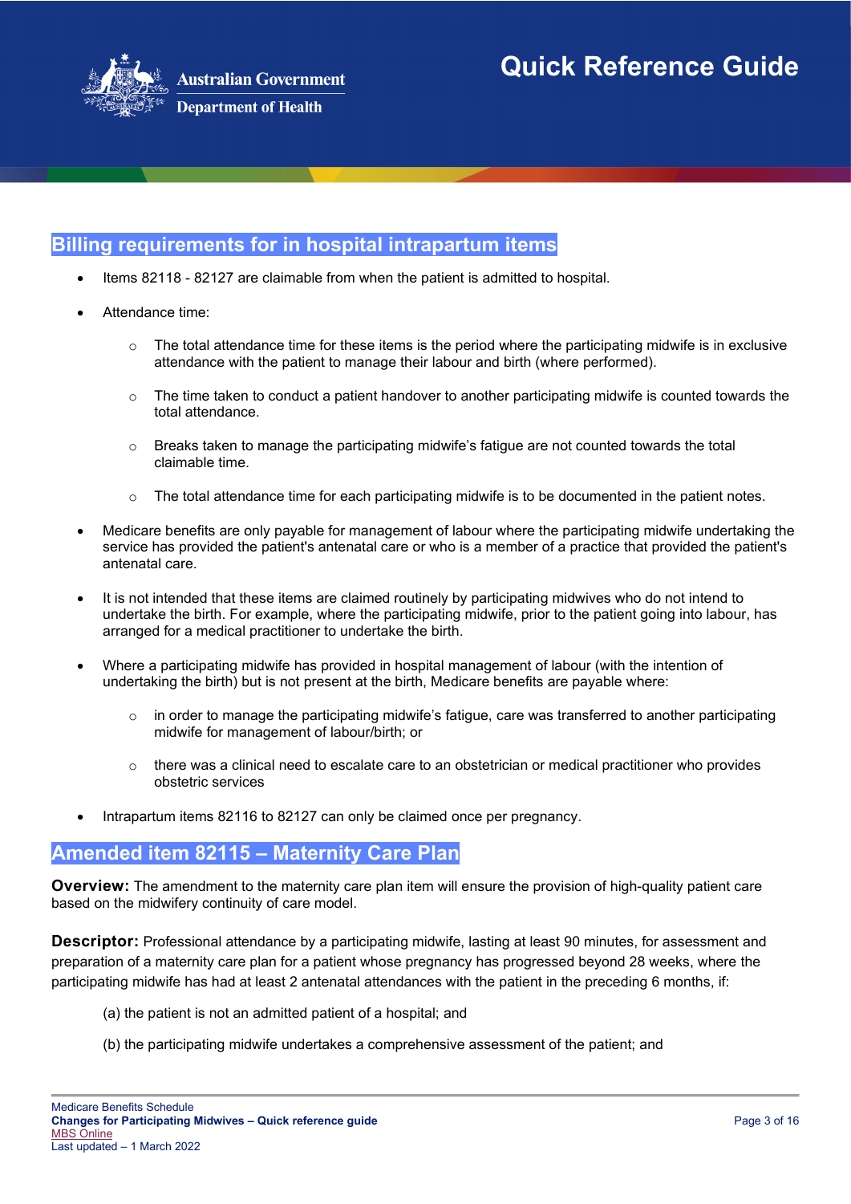## Billing requirements for in hospital intrapartum items

- Items 82118 - 82127 are claimable from when the patient is admitted to hospital.
- Attendance time:
    - The total attendance time for these items is the period where the participating midwife is in exclusive attendance with the patient to manage their labour and birth (where performed).
    - The time taken to conduct a patient handover to another participating midwife is counted towards the total attendance.
    - Breaks taken to manage the participating midwife's fatigue are not counted towards the total claimable time.
    - The total attendance time for each participating midwife is to be documented in the patient notes.
- Medicare benefits are only payable for management of labour where the participating midwife undertaking the service has provided the patient's antenatal care or who is a member of a practice that provided the patient's antenatal care.
- It is not intended that these items are claimed routinely by participating midwives who do not intend to undertake the birth. For example, where the participating midwife, prior to the patient going into labour, has arranged for a medical practitioner to undertake the birth.
- Where a participating midwife has provided in hospital management of labour (with the intention of undertaking the birth) but is not present at the birth, Medicare benefits are payable where:
    - in order to manage the participating midwife's fatigue, care was transferred to another participating midwife for management of labour/birth; or
    - there was a clinical need to escalate care to an obstetrician or medical practitioner who provides obstetric services
- Intrapartum items 82116 to 82127 can only be claimed once per pregnancy.

## Amended item 82115 – Maternity Care Plan

**Overview:** The amendment to the maternity care plan item will ensure the provision of high-quality patient care based on the midwifery continuity of care model.

**Descriptor:** Professional attendance by a participating midwife, lasting at least 90 minutes, for assessment and preparation of a maternity care plan for a patient whose pregnancy has progressed beyond 28 weeks, where the participating midwife has had at least 2 antenatal attendances with the patient in the preceding 6 months, if:

(a) the patient is not an admitted patient of a hospital; and

(b) the participating midwife undertakes a comprehensive assessment of the patient; and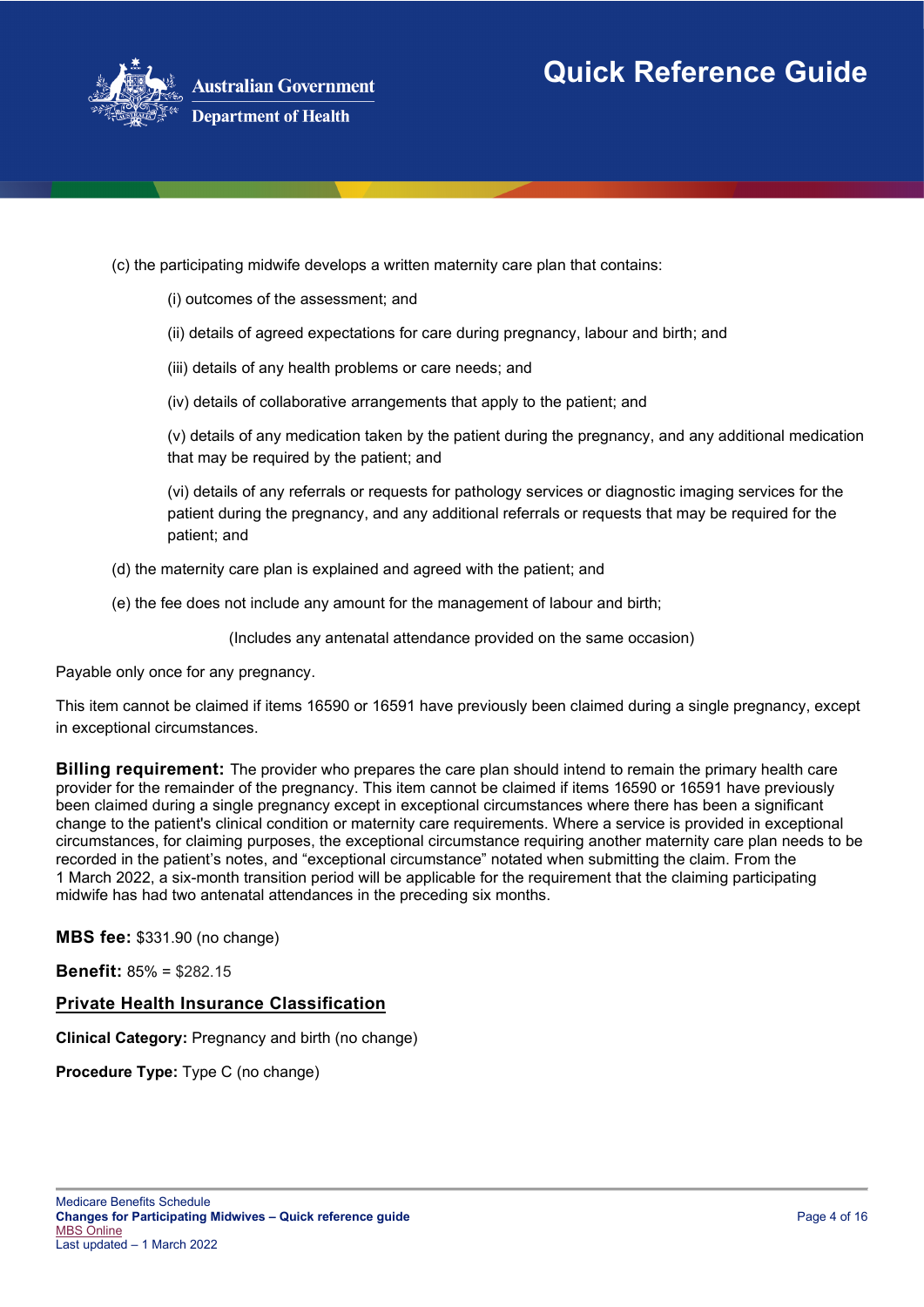(c) the participating midwife develops a written maternity care plan that contains:

(i) outcomes of the assessment; and

(ii) details of agreed expectations for care during pregnancy, labour and birth; and

(iii) details of any health problems or care needs; and

(iv) details of collaborative arrangements that apply to the patient; and

(v) details of any medication taken by the patient during the pregnancy, and any additional medication that may be required by the patient; and

(vi) details of any referrals or requests for pathology services or diagnostic imaging services for the patient during the pregnancy, and any additional referrals or requests that may be required for the patient; and

(d) the maternity care plan is explained and agreed with the patient; and

(e) the fee does not include any amount for the management of labour and birth;

(Includes any antenatal attendance provided on the same occasion)

Payable only once for any pregnancy.

This item cannot be claimed if items 16590 or 16591 have previously been claimed during a single pregnancy, except in exceptional circumstances.

**Billing requirement:** The provider who prepares the care plan should intend to remain the primary health care provider for the remainder of the pregnancy. This item cannot be claimed if items 16590 or 16591 have previously been claimed during a single pregnancy except in exceptional circumstances where there has been a significant change to the patient's clinical condition or maternity care requirements. Where a service is provided in exceptional circumstances, for claiming purposes, the exceptional circumstance requiring another maternity care plan needs to be recorded in the patient's notes, and "exceptional circumstance" notated when submitting the claim. From the 1 March 2022, a six-month transition period will be applicable for the requirement that the claiming participating midwife has had two antenatal attendances in the preceding six months.

**MBS fee:** $331.90 (no change)

**Benefit:** 85% = $282.15

## Private Health Insurance Classification

**Clinical Category:** Pregnancy and birth (no change)

**Procedure Type:** Type C (no change)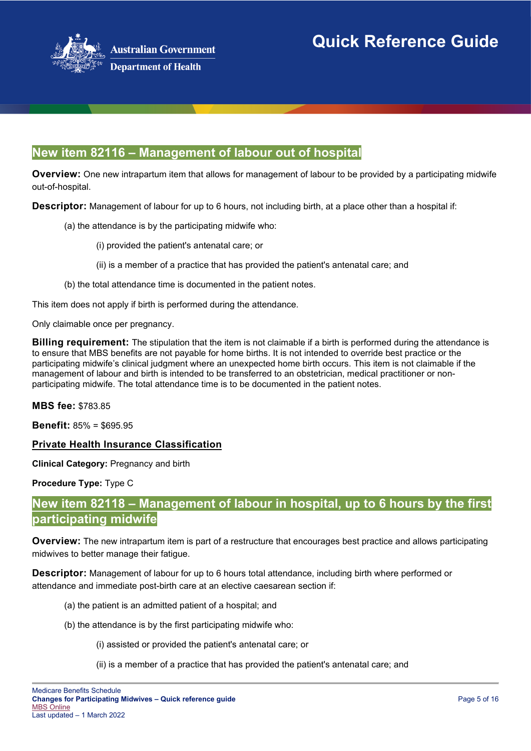## New item 82116 – Management of labour out of hospital

**Overview:** One new intrapartum item that allows for management of labour to be provided by a participating midwife out-of-hospital.

**Descriptor:** Management of labour for up to 6 hours, not including birth, at a place other than a hospital if:

(a) the attendance is by the participating midwife who:

(i) provided the patient's antenatal care; or

(ii) is a member of a practice that has provided the patient's antenatal care; and

(b) the total attendance time is documented in the patient notes.

This item does not apply if birth is performed during the attendance.

Only claimable once per pregnancy.

**Billing requirement:** The stipulation that the item is not claimable if a birth is performed during the attendance is to ensure that MBS benefits are not payable for home births. It is not intended to override best practice or the participating midwife's clinical judgment where an unexpected home birth occurs. This item is not claimable if the management of labour and birth is intended to be transferred to an obstetrician, medical practitioner or non-participating midwife. The total attendance time is to be documented in the patient notes.

**MBS fee:** $783.85

**Benefit:** 85% = $695.95

**Private Health Insurance Classification**

**Clinical Category:** Pregnancy and birth

**Procedure Type:** Type C

## New item 82118 – Management of labour in hospital, up to 6 hours by the first participating midwife

**Overview:** The new intrapartum item is part of a restructure that encourages best practice and allows participating midwives to better manage their fatigue.

**Descriptor:** Management of labour for up to 6 hours total attendance, including birth where performed or attendance and immediate post-birth care at an elective caesarean section if:

(a) the patient is an admitted patient of a hospital; and

(b) the attendance is by the first participating midwife who:

(i) assisted or provided the patient's antenatal care; or

(ii) is a member of a practice that has provided the patient's antenatal care; and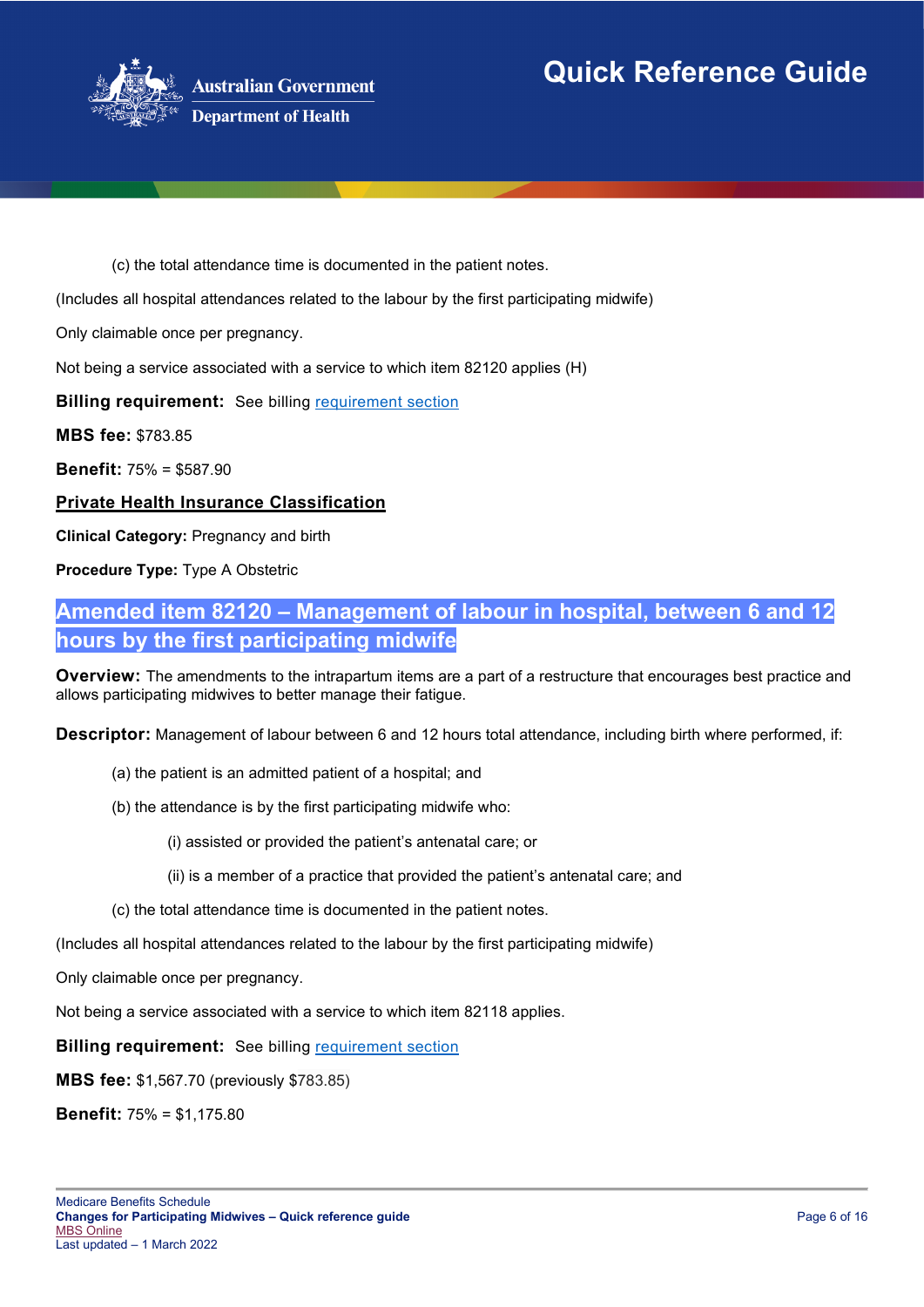(c) the total attendance time is documented in the patient notes.

(Includes all hospital attendances related to the labour by the first participating midwife)

Only claimable once per pregnancy.

Not being a service associated with a service to which item 82120 applies (H)

**Billing requirement:** See billing [requirement section]()

**MBS fee:** $783.85

**Benefit:** 75% = $587.90

**Private Health Insurance Classification**

**Clinical Category:** Pregnancy and birth

**Procedure Type:** Type A Obstetric

## Amended item 82120 – Management of labour in hospital, between 6 and 12 hours by the first participating midwife

**Overview:** The amendments to the intrapartum items are a part of a restructure that encourages best practice and allows participating midwives to better manage their fatigue.

**Descriptor:** Management of labour between 6 and 12 hours total attendance, including birth where performed, if:

(a) the patient is an admitted patient of a hospital; and

(b) the attendance is by the first participating midwife who:

(i) assisted or provided the patient's antenatal care; or

(ii) is a member of a practice that provided the patient's antenatal care; and

(c) the total attendance time is documented in the patient notes.

(Includes all hospital attendances related to the labour by the first participating midwife)

Only claimable once per pregnancy.

Not being a service associated with a service to which item 82118 applies.

**Billing requirement:** See billing [requirement section]()

**MBS fee:** $1,567.70 (previously $783.85)

**Benefit:** 75% = $1,175.80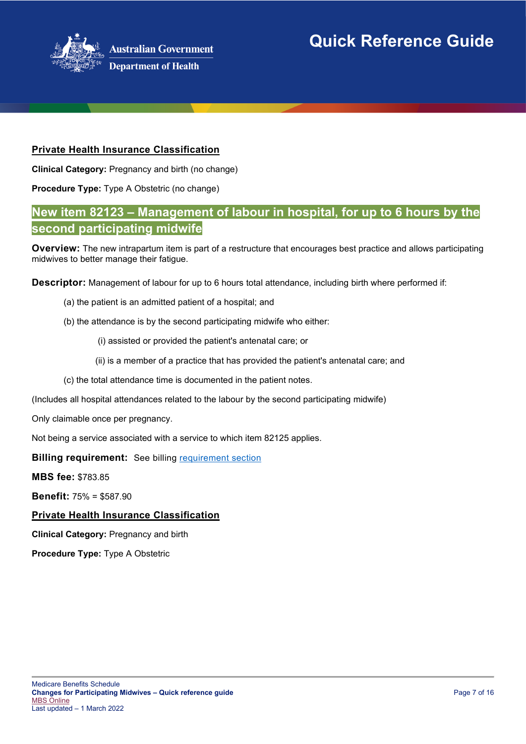### Private Health Insurance Classification

**Clinical Category:** Pregnancy and birth (no change)

**Procedure Type:** Type A Obstetric (no change)

## New item 82123 – Management of labour in hospital, for up to 6 hours by the second participating midwife

**Overview:** The new intrapartum item is part of a restructure that encourages best practice and allows participating midwives to better manage their fatigue.

**Descriptor:** Management of labour for up to 6 hours total attendance, including birth where performed if:

(a) the patient is an admitted patient of a hospital; and

(b) the attendance is by the second participating midwife who either:

(i) assisted or provided the patient's antenatal care; or

(ii) is a member of a practice that has provided the patient's antenatal care; and

(c) the total attendance time is documented in the patient notes.

(Includes all hospital attendances related to the labour by the second participating midwife)

Only claimable once per pregnancy.

Not being a service associated with a service to which item 82125 applies.

**Billing requirement:** See billing requirement section

**MBS fee:** $783.85

**Benefit:** 75% = $587.90

### Private Health Insurance Classification

**Clinical Category:** Pregnancy and birth

**Procedure Type:** Type A Obstetric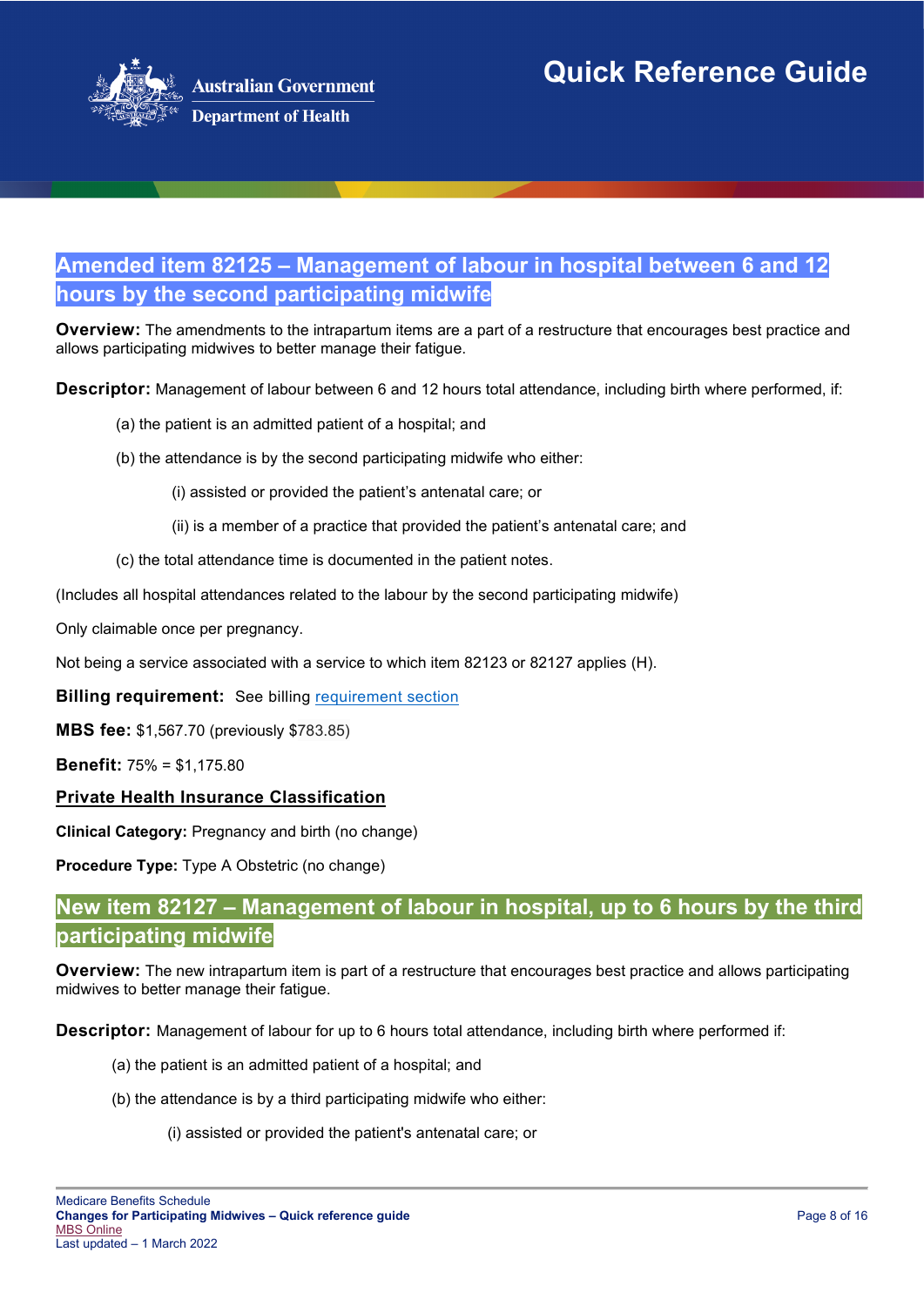## Amended item 82125 – Management of labour in hospital between 6 and 12 hours by the second participating midwife

**Overview:** The amendments to the intrapartum items are a part of a restructure that encourages best practice and allows participating midwives to better manage their fatigue.

**Descriptor:** Management of labour between 6 and 12 hours total attendance, including birth where performed, if:

(a) the patient is an admitted patient of a hospital; and

(b) the attendance is by the second participating midwife who either:

(i) assisted or provided the patient's antenatal care; or

(ii) is a member of a practice that provided the patient's antenatal care; and

(c) the total attendance time is documented in the patient notes.

(Includes all hospital attendances related to the labour by the second participating midwife)

Only claimable once per pregnancy.

Not being a service associated with a service to which item 82123 or 82127 applies (H).

**Billing requirement:** See billing requirement section

**MBS fee:** $1,567.70 (previously $783.85)

**Benefit:** 75% = $1,175.80

**Private Health Insurance Classification**

**Clinical Category:** Pregnancy and birth (no change)

**Procedure Type:** Type A Obstetric (no change)

## New item 82127 – Management of labour in hospital, up to 6 hours by the third participating midwife

**Overview:** The new intrapartum item is part of a restructure that encourages best practice and allows participating midwives to better manage their fatigue.

**Descriptor:** Management of labour for up to 6 hours total attendance, including birth where performed if:

(a) the patient is an admitted patient of a hospital; and

(b) the attendance is by a third participating midwife who either:

(i) assisted or provided the patient's antenatal care; or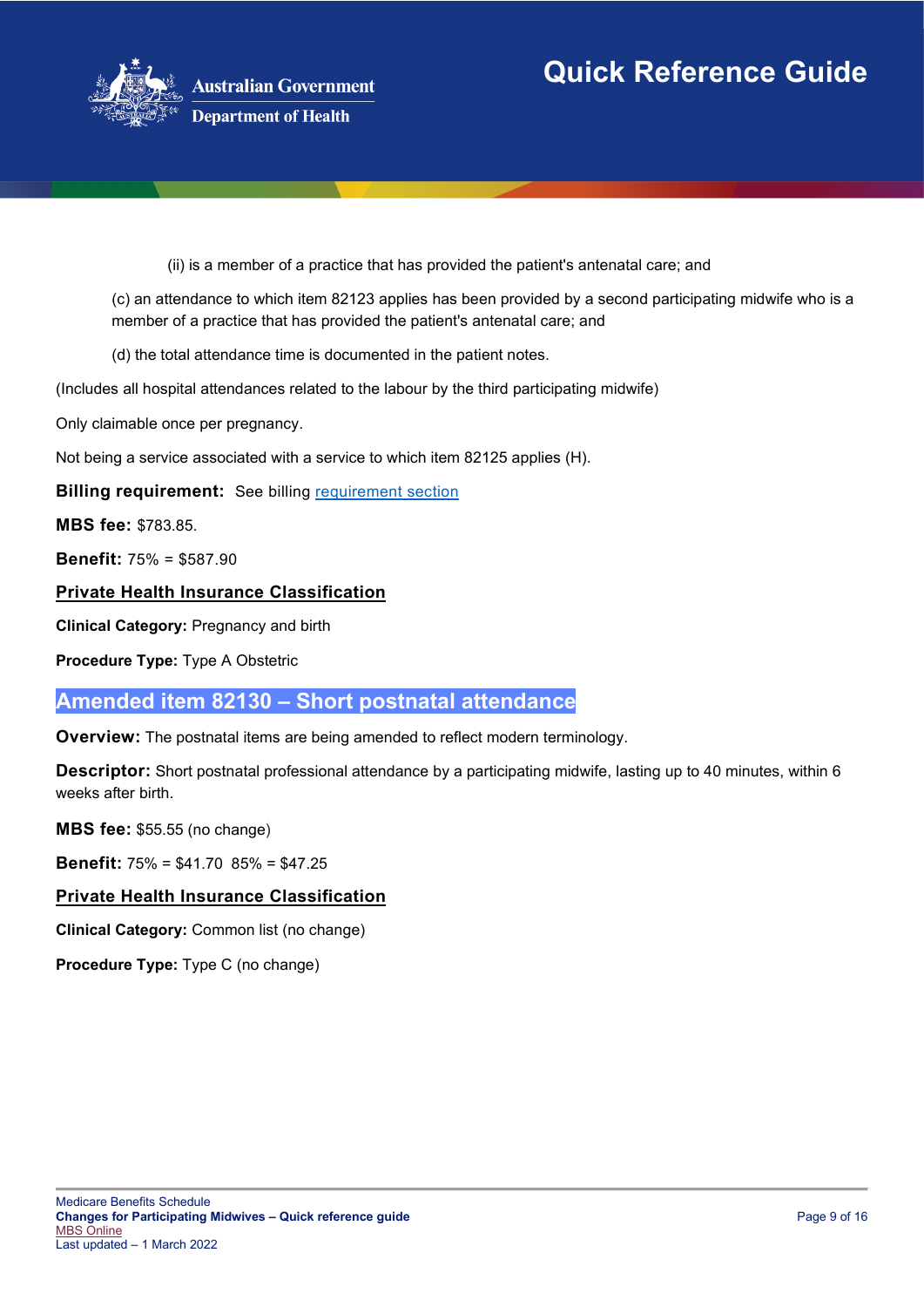(ii) is a member of a practice that has provided the patient's antenatal care; and

(c) an attendance to which item 82123 applies has been provided by a second participating midwife who is a member of a practice that has provided the patient's antenatal care; and

(d) the total attendance time is documented in the patient notes.

(Includes all hospital attendances related to the labour by the third participating midwife)

Only claimable once per pregnancy.

Not being a service associated with a service to which item 82125 applies (H).

**Billing requirement:** See billing requirement section

**MBS fee:** $783.85.

**Benefit:** 75% = $587.90

**Private Health Insurance Classification**

**Clinical Category:** Pregnancy and birth

**Procedure Type:** Type A Obstetric

## Amended item 82130 – Short postnatal attendance

**Overview:** The postnatal items are being amended to reflect modern terminology.

**Descriptor:** Short postnatal professional attendance by a participating midwife, lasting up to 40 minutes, within 6 weeks after birth.

**MBS fee:** $55.55 (no change)

**Benefit:** 75% = $41.70 85% = $47.25

**Private Health Insurance Classification**

**Clinical Category:** Common list (no change)

**Procedure Type:** Type C (no change)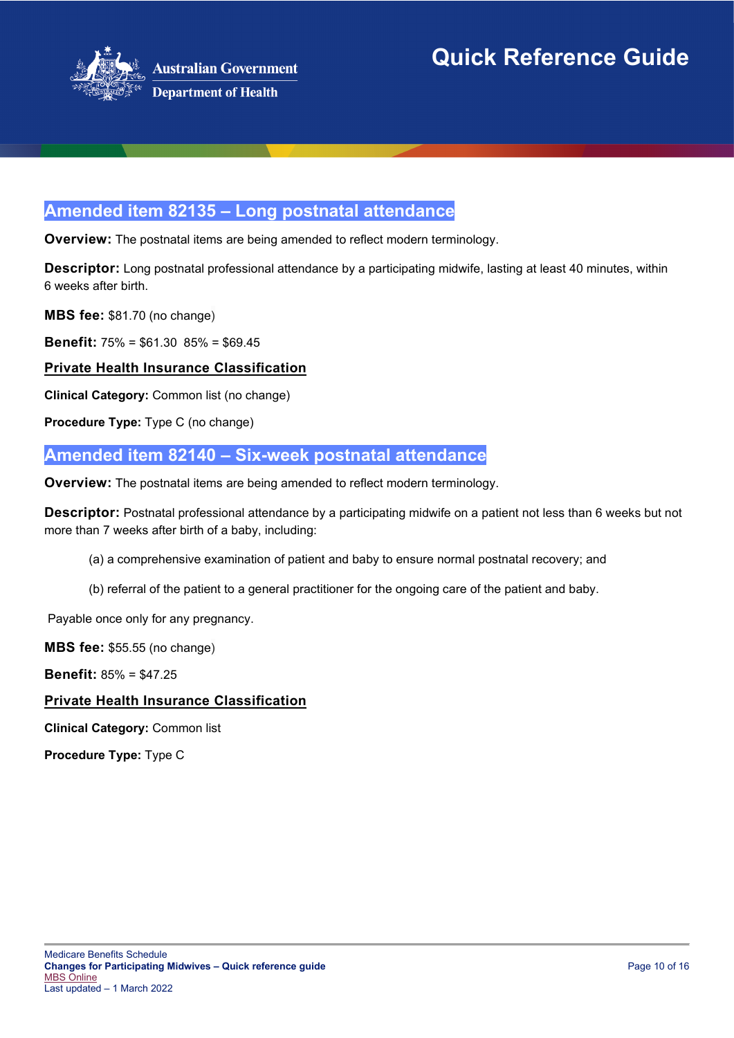## Amended item 82135 – Long postnatal attendance

**Overview:** The postnatal items are being amended to reflect modern terminology.

**Descriptor:** Long postnatal professional attendance by a participating midwife, lasting at least 40 minutes, within 6 weeks after birth.

**MBS fee:** $81.70 (no change)

**Benefit:** 75% = $61.30 85% = $69.45

**Private Health Insurance Classification**

**Clinical Category:** Common list (no change)

**Procedure Type:** Type C (no change)

## Amended item 82140 – Six-week postnatal attendance

**Overview:** The postnatal items are being amended to reflect modern terminology.

**Descriptor:** Postnatal professional attendance by a participating midwife on a patient not less than 6 weeks but not more than 7 weeks after birth of a baby, including:

(a) a comprehensive examination of patient and baby to ensure normal postnatal recovery; and

(b) referral of the patient to a general practitioner for the ongoing care of the patient and baby.

Payable once only for any pregnancy.

**MBS fee:** $55.55 (no change)

**Benefit:** 85% = $47.25

**Private Health Insurance Classification**

**Clinical Category:** Common list

**Procedure Type:** Type C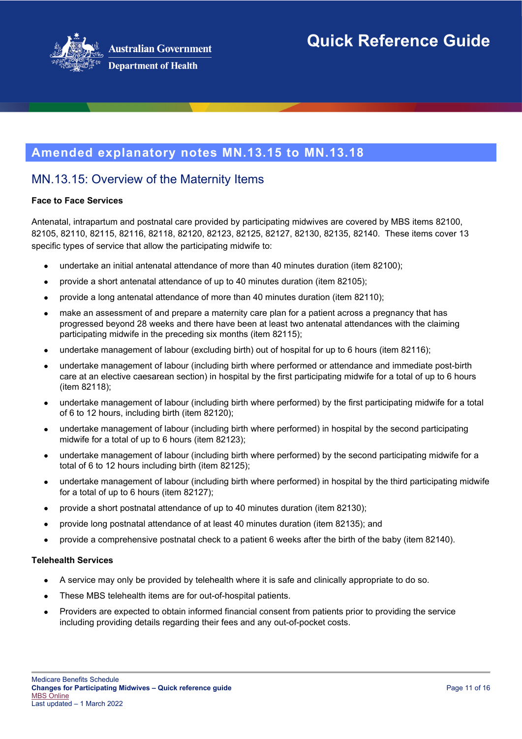## Amended explanatory notes MN.13.15 to MN.13.18

### MN.13.15: Overview of the Maternity Items

**Face to Face Services**

Antenatal, intrapartum and postnatal care provided by participating midwives are covered by MBS items 82100, 82105, 82110, 82115, 82116, 82118, 82120, 82123, 82125, 82127, 82130, 82135, 82140. These items cover 13 specific types of service that allow the participating midwife to:

- undertake an initial antenatal attendance of more than 40 minutes duration (item 82100);
- provide a short antenatal attendance of up to 40 minutes duration (item 82105);
- provide a long antenatal attendance of more than 40 minutes duration (item 82110);
- make an assessment of and prepare a maternity care plan for a patient across a pregnancy that has progressed beyond 28 weeks and there have been at least two antenatal attendances with the claiming participating midwife in the preceding six months (item 82115);
- undertake management of labour (excluding birth) out of hospital for up to 6 hours (item 82116);
- undertake management of labour (including birth where performed or attendance and immediate post-birth care at an elective caesarean section) in hospital by the first participating midwife for a total of up to 6 hours (item 82118);
- undertake management of labour (including birth where performed) by the first participating midwife for a total of 6 to 12 hours, including birth (item 82120);
- undertake management of labour (including birth where performed) in hospital by the second participating midwife for a total of up to 6 hours (item 82123);
- undertake management of labour (including birth where performed) by the second participating midwife for a total of 6 to 12 hours including birth (item 82125);
- undertake management of labour (including birth where performed) in hospital by the third participating midwife for a total of up to 6 hours (item 82127);
- provide a short postnatal attendance of up to 40 minutes duration (item 82130);
- provide long postnatal attendance of at least 40 minutes duration (item 82135); and
- provide a comprehensive postnatal check to a patient 6 weeks after the birth of the baby (item 82140).

**Telehealth Services**

- A service may only be provided by telehealth where it is safe and clinically appropriate to do so.
- These MBS telehealth items are for out-of-hospital patients.
- Providers are expected to obtain informed financial consent from patients prior to providing the service including providing details regarding their fees and any out-of-pocket costs.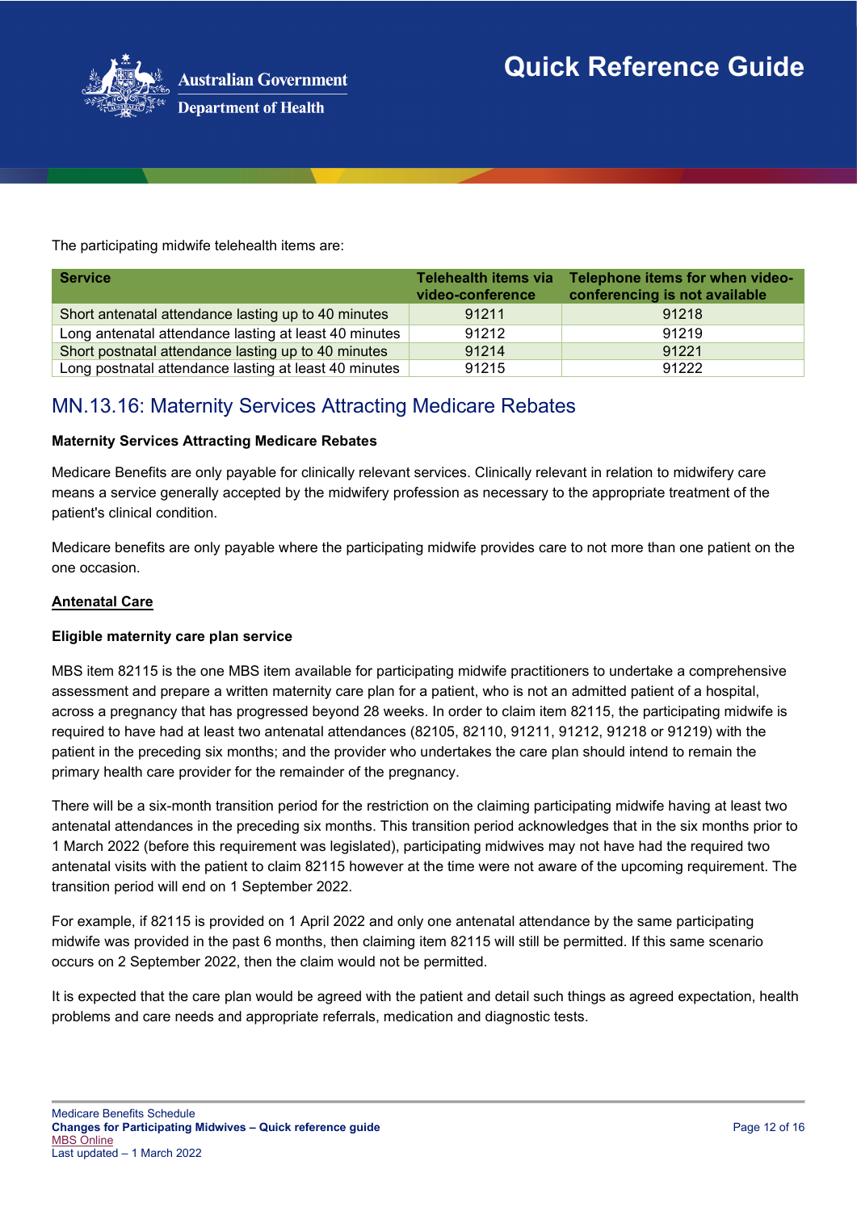The participating midwife telehealth items are:

| Service | Telehealth items via video-conference | Telephone items for when video-conferencing is not available |
| --- | --- | --- |
| Short antenatal attendance lasting up to 40 minutes | 91211 | 91218 |
| Long antenatal attendance lasting at least 40 minutes | 91212 | 91219 |
| Short postnatal attendance lasting up to 40 minutes | 91214 | 91221 |
| Long postnatal attendance lasting at least 40 minutes | 91215 | 91222 |

## MN.13.16: Maternity Services Attracting Medicare Rebates

**Maternity Services Attracting Medicare Rebates**

Medicare Benefits are only payable for clinically relevant services. Clinically relevant in relation to midwifery care means a service generally accepted by the midwifery profession as necessary to the appropriate treatment of the patient's clinical condition.

Medicare benefits are only payable where the participating midwife provides care to not more than one patient on the one occasion.

**Antenatal Care**

**Eligible maternity care plan service**

MBS item 82115 is the one MBS item available for participating midwife practitioners to undertake a comprehensive assessment and prepare a written maternity care plan for a patient, who is not an admitted patient of a hospital, across a pregnancy that has progressed beyond 28 weeks. In order to claim item 82115, the participating midwife is required to have had at least two antenatal attendances (82105, 82110, 91211, 91212, 91218 or 91219) with the patient in the preceding six months; and the provider who undertakes the care plan should intend to remain the primary health care provider for the remainder of the pregnancy.

There will be a six-month transition period for the restriction on the claiming participating midwife having at least two antenatal attendances in the preceding six months. This transition period acknowledges that in the six months prior to 1 March 2022 (before this requirement was legislated), participating midwives may not have had the required two antenatal visits with the patient to claim 82115 however at the time were not aware of the upcoming requirement. The transition period will end on 1 September 2022.

For example, if 82115 is provided on 1 April 2022 and only one antenatal attendance by the same participating midwife was provided in the past 6 months, then claiming item 82115 will still be permitted. If this same scenario occurs on 2 September 2022, then the claim would not be permitted.

It is expected that the care plan would be agreed with the patient and detail such things as agreed expectation, health problems and care needs and appropriate referrals, medication and diagnostic tests.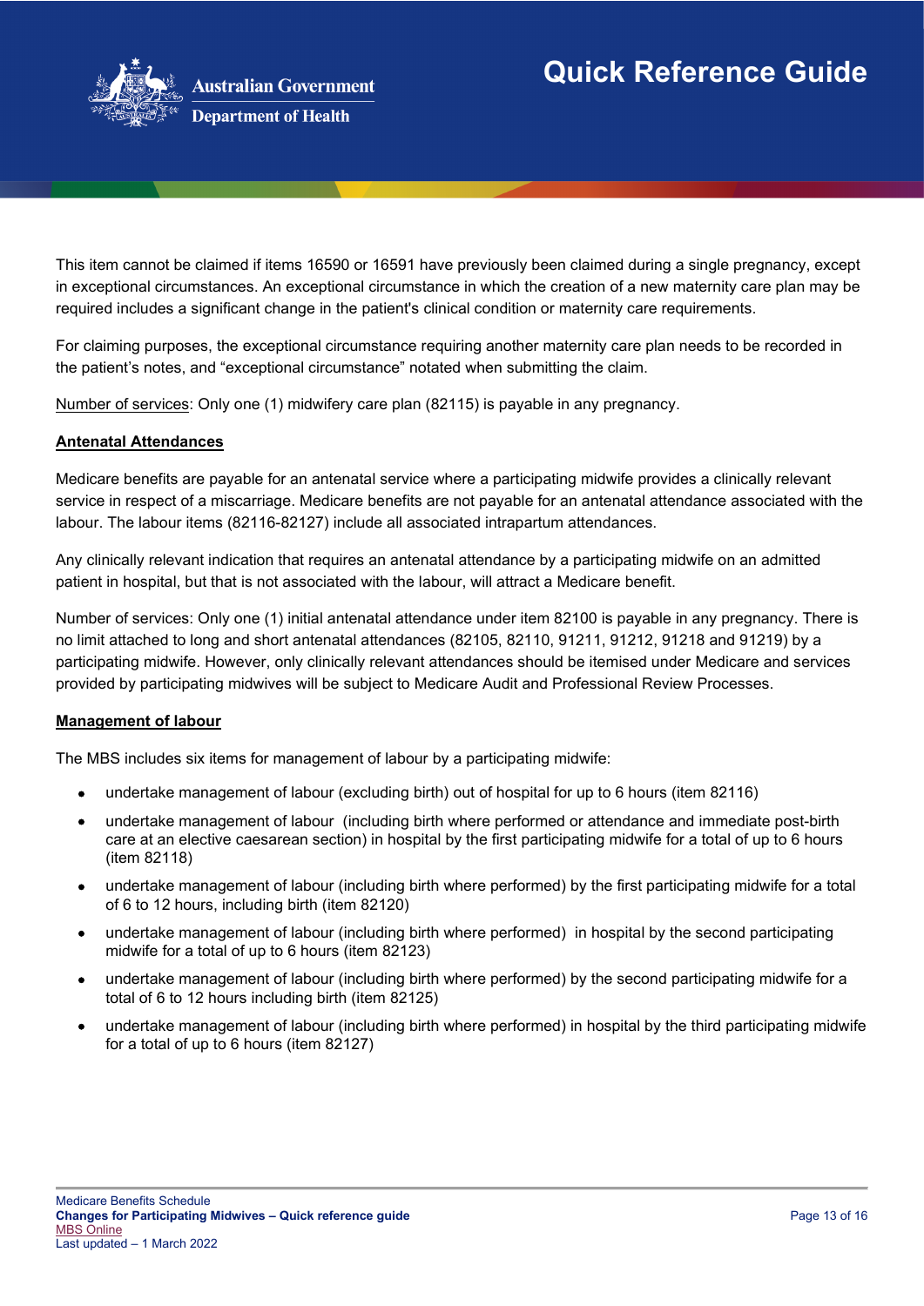This item cannot be claimed if items 16590 or 16591 have previously been claimed during a single pregnancy, except in exceptional circumstances. An exceptional circumstance in which the creation of a new maternity care plan may be required includes a significant change in the patient's clinical condition or maternity care requirements.

For claiming purposes, the exceptional circumstance requiring another maternity care plan needs to be recorded in the patient's notes, and "exceptional circumstance" notated when submitting the claim.

Number of services: Only one (1) midwifery care plan (82115) is payable in any pregnancy.

**Antenatal Attendances**

Medicare benefits are payable for an antenatal service where a participating midwife provides a clinically relevant service in respect of a miscarriage. Medicare benefits are not payable for an antenatal attendance associated with the labour. The labour items (82116-82127) include all associated intrapartum attendances.

Any clinically relevant indication that requires an antenatal attendance by a participating midwife on an admitted patient in hospital, but that is not associated with the labour, will attract a Medicare benefit.

Number of services: Only one (1) initial antenatal attendance under item 82100 is payable in any pregnancy. There is no limit attached to long and short antenatal attendances (82105, 82110, 91211, 91212, 91218 and 91219) by a participating midwife. However, only clinically relevant attendances should be itemised under Medicare and services provided by participating midwives will be subject to Medicare Audit and Professional Review Processes.

**Management of labour**

The MBS includes six items for management of labour by a participating midwife:

- undertake management of labour (excluding birth) out of hospital for up to 6 hours (item 82116)
- undertake management of labour (including birth where performed or attendance and immediate post-birth care at an elective caesarean section) in hospital by the first participating midwife for a total of up to 6 hours (item 82118)
- undertake management of labour (including birth where performed) by the first participating midwife for a total of 6 to 12 hours, including birth (item 82120)
- undertake management of labour (including birth where performed) in hospital by the second participating midwife for a total of up to 6 hours (item 82123)
- undertake management of labour (including birth where performed) by the second participating midwife for a total of 6 to 12 hours including birth (item 82125)
- undertake management of labour (including birth where performed) in hospital by the third participating midwife for a total of up to 6 hours (item 82127)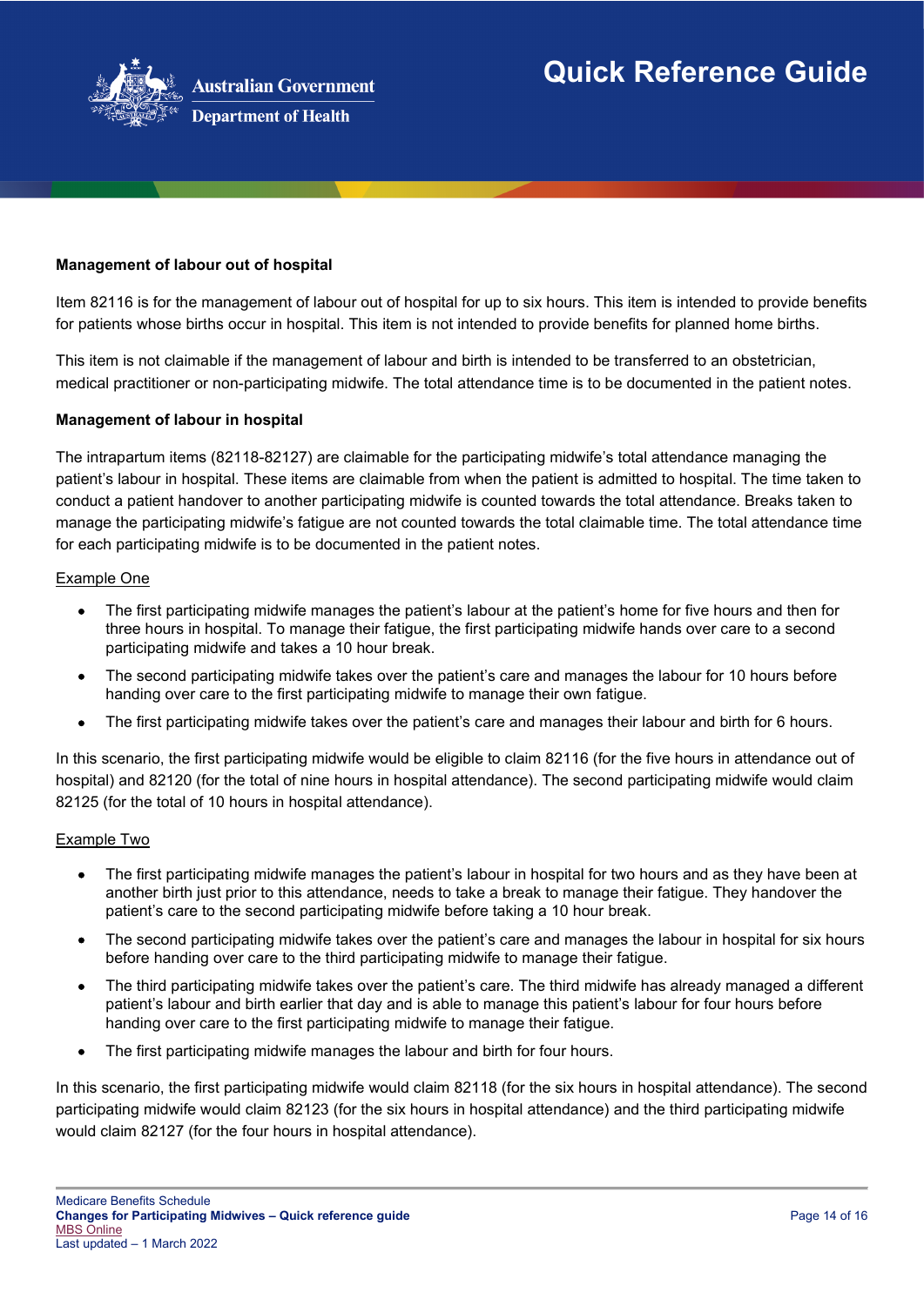**Management of labour out of hospital**

Item 82116 is for the management of labour out of hospital for up to six hours. This item is intended to provide benefits for patients whose births occur in hospital. This item is not intended to provide benefits for planned home births.

This item is not claimable if the management of labour and birth is intended to be transferred to an obstetrician, medical practitioner or non-participating midwife. The total attendance time is to be documented in the patient notes.

**Management of labour in hospital**

The intrapartum items (82118-82127) are claimable for the participating midwife's total attendance managing the patient's labour in hospital. These items are claimable from when the patient is admitted to hospital. The time taken to conduct a patient handover to another participating midwife is counted towards the total attendance. Breaks taken to manage the participating midwife's fatigue are not counted towards the total claimable time. The total attendance time for each participating midwife is to be documented in the patient notes.

Example One

- The first participating midwife manages the patient's labour at the patient's home for five hours and then for three hours in hospital. To manage their fatigue, the first participating midwife hands over care to a second participating midwife and takes a 10 hour break.
- The second participating midwife takes over the patient's care and manages the labour for 10 hours before handing over care to the first participating midwife to manage their own fatigue.
- The first participating midwife takes over the patient's care and manages their labour and birth for 6 hours.

In this scenario, the first participating midwife would be eligible to claim 82116 (for the five hours in attendance out of hospital) and 82120 (for the total of nine hours in hospital attendance). The second participating midwife would claim 82125 (for the total of 10 hours in hospital attendance).

Example Two

- The first participating midwife manages the patient's labour in hospital for two hours and as they have been at another birth just prior to this attendance, needs to take a break to manage their fatigue. They handover the patient's care to the second participating midwife before taking a 10 hour break.
- The second participating midwife takes over the patient's care and manages the labour in hospital for six hours before handing over care to the third participating midwife to manage their fatigue.
- The third participating midwife takes over the patient's care. The third midwife has already managed a different patient's labour and birth earlier that day and is able to manage this patient's labour for four hours before handing over care to the first participating midwife to manage their fatigue.
- The first participating midwife manages the labour and birth for four hours.

In this scenario, the first participating midwife would claim 82118 (for the six hours in hospital attendance). The second participating midwife would claim 82123 (for the six hours in hospital attendance) and the third participating midwife would claim 82127 (for the four hours in hospital attendance).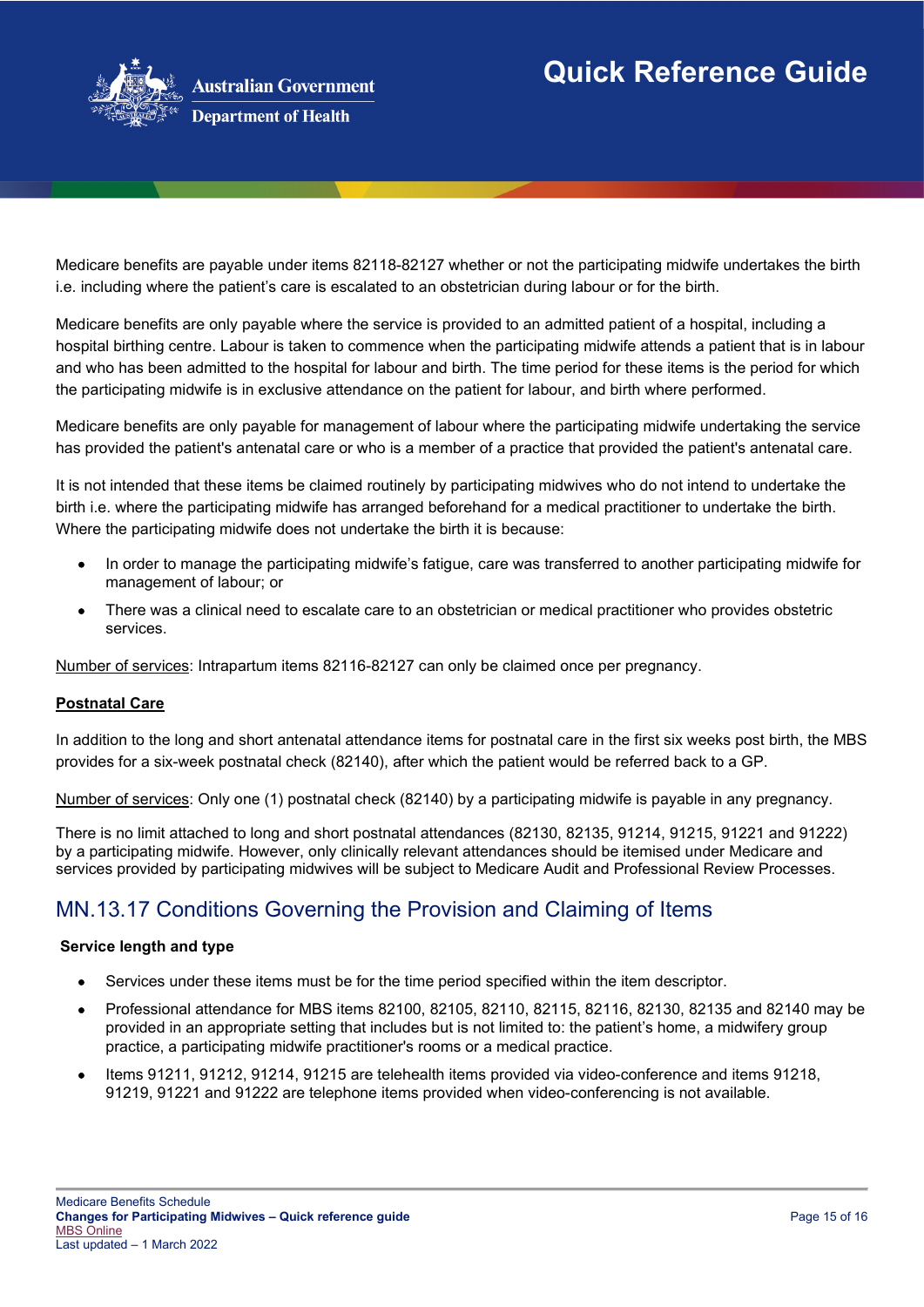Medicare benefits are payable under items 82118-82127 whether or not the participating midwife undertakes the birth i.e. including where the patient's care is escalated to an obstetrician during labour or for the birth.

Medicare benefits are only payable where the service is provided to an admitted patient of a hospital, including a hospital birthing centre. Labour is taken to commence when the participating midwife attends a patient that is in labour and who has been admitted to the hospital for labour and birth. The time period for these items is the period for which the participating midwife is in exclusive attendance on the patient for labour, and birth where performed.

Medicare benefits are only payable for management of labour where the participating midwife undertaking the service has provided the patient's antenatal care or who is a member of a practice that provided the patient's antenatal care.

It is not intended that these items be claimed routinely by participating midwives who do not intend to undertake the birth i.e. where the participating midwife has arranged beforehand for a medical practitioner to undertake the birth. Where the participating midwife does not undertake the birth it is because:

- In order to manage the participating midwife's fatigue, care was transferred to another participating midwife for management of labour; or
- There was a clinical need to escalate care to an obstetrician or medical practitioner who provides obstetric services.

Number of services: Intrapartum items 82116-82127 can only be claimed once per pregnancy.

**Postnatal Care**

In addition to the long and short antenatal attendance items for postnatal care in the first six weeks post birth, the MBS provides for a six-week postnatal check (82140), after which the patient would be referred back to a GP.

Number of services: Only one (1) postnatal check (82140) by a participating midwife is payable in any pregnancy.

There is no limit attached to long and short postnatal attendances (82130, 82135, 91214, 91215, 91221 and 91222) by a participating midwife. However, only clinically relevant attendances should be itemised under Medicare and services provided by participating midwives will be subject to Medicare Audit and Professional Review Processes.

## MN.13.17 Conditions Governing the Provision and Claiming of Items

**Service length and type**

- Services under these items must be for the time period specified within the item descriptor.
- Professional attendance for MBS items 82100, 82105, 82110, 82115, 82116, 82130, 82135 and 82140 may be provided in an appropriate setting that includes but is not limited to: the patient's home, a midwifery group practice, a participating midwife practitioner's rooms or a medical practice.
- Items 91211, 91212, 91214, 91215 are telehealth items provided via video-conference and items 91218, 91219, 91221 and 91222 are telephone items provided when video-conferencing is not available.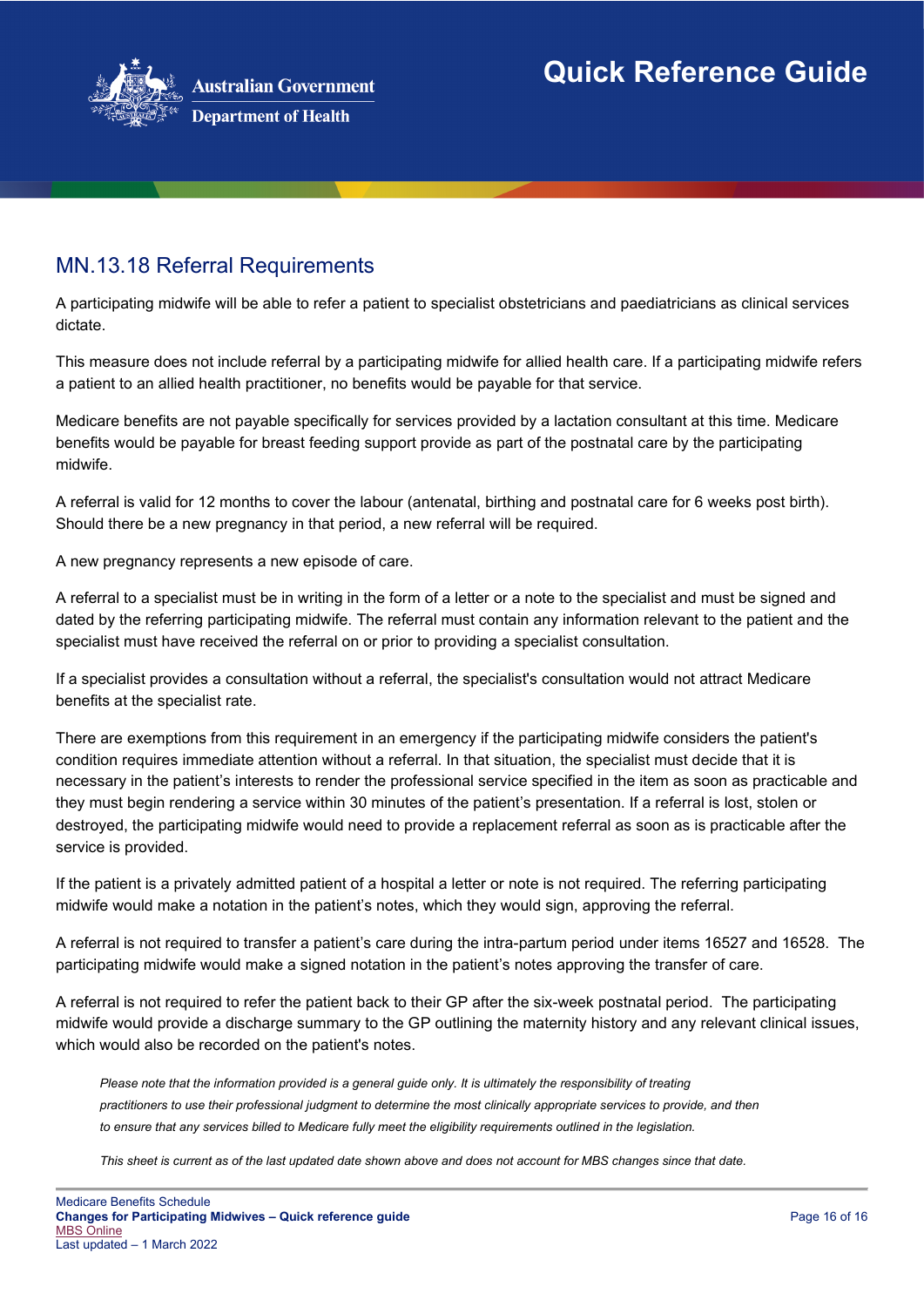## MN.13.18 Referral Requirements

A participating midwife will be able to refer a patient to specialist obstetricians and paediatricians as clinical services dictate.

This measure does not include referral by a participating midwife for allied health care. If a participating midwife refers a patient to an allied health practitioner, no benefits would be payable for that service.

Medicare benefits are not payable specifically for services provided by a lactation consultant at this time. Medicare benefits would be payable for breast feeding support provide as part of the postnatal care by the participating midwife.

A referral is valid for 12 months to cover the labour (antenatal, birthing and postnatal care for 6 weeks post birth). Should there be a new pregnancy in that period, a new referral will be required.

A new pregnancy represents a new episode of care.

A referral to a specialist must be in writing in the form of a letter or a note to the specialist and must be signed and dated by the referring participating midwife. The referral must contain any information relevant to the patient and the specialist must have received the referral on or prior to providing a specialist consultation.

If a specialist provides a consultation without a referral, the specialist's consultation would not attract Medicare benefits at the specialist rate.

There are exemptions from this requirement in an emergency if the participating midwife considers the patient's condition requires immediate attention without a referral. In that situation, the specialist must decide that it is necessary in the patient's interests to render the professional service specified in the item as soon as practicable and they must begin rendering a service within 30 minutes of the patient's presentation. If a referral is lost, stolen or destroyed, the participating midwife would need to provide a replacement referral as soon as is practicable after the service is provided.

If the patient is a privately admitted patient of a hospital a letter or note is not required. The referring participating midwife would make a notation in the patient's notes, which they would sign, approving the referral.

A referral is not required to transfer a patient's care during the intra-partum period under items 16527 and 16528. The participating midwife would make a signed notation in the patient's notes approving the transfer of care.

A referral is not required to refer the patient back to their GP after the six-week postnatal period. The participating midwife would provide a discharge summary to the GP outlining the maternity history and any relevant clinical issues, which would also be recorded on the patient's notes.

*Please note that the information provided is a general guide only. It is ultimately the responsibility of treating practitioners to use their professional judgment to determine the most clinically appropriate services to provide, and then to ensure that any services billed to Medicare fully meet the eligibility requirements outlined in the legislation.*

*This sheet is current as of the last updated date shown above and does not account for MBS changes since that date.*

Medicare Benefits Schedule
**Changes for Participating Midwives – Quick reference guide**
MBS Online
Last updated – 1 March 2022